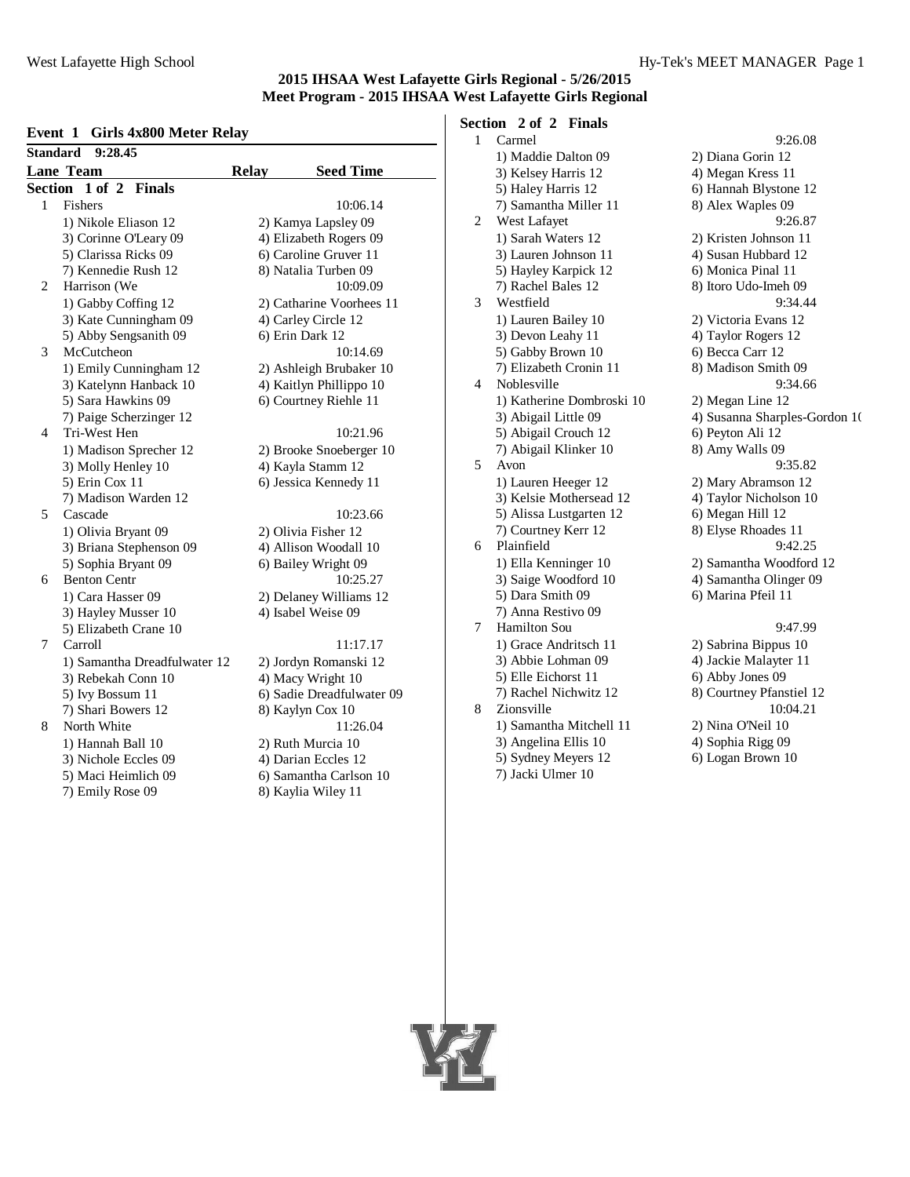# 2015 IHSAA West Lafayette Girls Regional - 5/26/2015
## Meet Program - 2015 IHSAA West Lafayette Girls Regional

### Event 1 Girls 4x800 Meter Relay

**Standard 9:28.45**

| Lane | Team | Relay | Seed Time |
|---|---|---|---|

**Section 1 of 2 Finals**

1 Fishers — 10:06.14
- 1) Nikole Eliason 12
- 2) Kamya Lapsley 09
- 3) Corinne O'Leary 09
- 4) Elizabeth Rogers 09
- 5) Clarissa Ricks 09
- 6) Caroline Gruver 11
- 7) Kennedie Rush 12
- 8) Natalia Turben 09

2 Harrison (We — 10:09.09
- 1) Gabby Coffing 12
- 2) Catharine Voorhees 11
- 3) Kate Cunningham 09
- 4) Carley Circle 12
- 5) Abby Sengsanith 09
- 6) Erin Dark 12

3 McCutcheon — 10:14.69
- 1) Emily Cunningham 12
- 2) Ashleigh Brubaker 10
- 3) Katelynn Hanback 10
- 4) Kaitlyn Phillippo 10
- 5) Sara Hawkins 09
- 6) Courtney Riehle 11
- 7) Paige Scherzinger 12

4 Tri-West Hen — 10:21.96
- 1) Madison Sprecher 12
- 2) Brooke Snoeberger 10
- 3) Molly Henley 10
- 4) Kayla Stamm 12
- 5) Erin Cox 11
- 6) Jessica Kennedy 11
- 7) Madison Warden 12

5 Cascade — 10:23.66
- 1) Olivia Bryant 09
- 2) Olivia Fisher 12
- 3) Briana Stephenson 09
- 4) Allison Woodall 10
- 5) Sophia Bryant 09
- 6) Bailey Wright 09

6 Benton Centr — 10:25.27
- 1) Cara Hasser 09
- 2) Delaney Williams 12
- 3) Hayley Musser 10
- 4) Isabel Weise 09
- 5) Elizabeth Crane 10

7 Carroll — 11:17.17
- 1) Samantha Dreadfulwater 12
- 2) Jordyn Romanski 12
- 3) Rebekah Conn 10
- 4) Macy Wright 10
- 5) Ivy Bossum 11
- 6) Sadie Dreadfulwater 09
- 7) Shari Bowers 12
- 8) Kaylyn Cox 10

8 North White — 11:26.04
- 1) Hannah Ball 10
- 2) Ruth Murcia 10
- 3) Nichole Eccles 09
- 4) Darian Eccles 12
- 5) Maci Heimlich 09
- 6) Samantha Carlson 10
- 7) Emily Rose 09
- 8) Kaylia Wiley 11

**Section 2 of 2 Finals**

1 Carmel — 9:26.08
- 1) Maddie Dalton 09
- 2) Diana Gorin 12
- 3) Kelsey Harris 12
- 4) Megan Kress 11
- 5) Haley Harris 12
- 6) Hannah Blystone 12
- 7) Samantha Miller 11
- 8) Alex Waples 09

2 West Lafayet — 9:26.87
- 1) Sarah Waters 12
- 2) Kristen Johnson 11
- 3) Lauren Johnson 11
- 4) Susan Hubbard 12
- 5) Hayley Karpick 12
- 6) Monica Pinal 11
- 7) Rachel Bales 12
- 8) Itoro Udo-Imeh 09

3 Westfield — 9:34.44
- 1) Lauren Bailey 10
- 2) Victoria Evans 12
- 3) Devon Leahy 11
- 4) Taylor Rogers 12
- 5) Gabby Brown 10
- 6) Becca Carr 12
- 7) Elizabeth Cronin 11
- 8) Madison Smith 09

4 Noblesville — 9:34.66
- 1) Katherine Dombroski 10
- 2) Megan Line 12
- 3) Abigail Little 09
- 4) Susanna Sharples-Gordon 1(
- 5) Abigail Crouch 12
- 6) Peyton Ali 12
- 7) Abigail Klinker 10
- 8) Amy Walls 09

5 Avon — 9:35.82
- 1) Lauren Heeger 12
- 2) Mary Abramson 12
- 3) Kelsie Mothersead 12
- 4) Taylor Nicholson 10
- 5) Alissa Lustgarten 12
- 6) Megan Hill 12
- 7) Courtney Kerr 12
- 8) Elyse Rhoades 11

6 Plainfield — 9:42.25
- 1) Ella Kenninger 10
- 2) Samantha Woodford 12
- 3) Saige Woodford 10
- 4) Samantha Olinger 09
- 5) Dara Smith 09
- 6) Marina Pfeil 11
- 7) Anna Restivo 09

7 Hamilton Sou — 9:47.99
- 1) Grace Andritsch 11
- 2) Sabrina Bippus 10
- 3) Abbie Lohman 09
- 4) Jackie Malayter 11
- 5) Elle Eichorst 11
- 6) Abby Jones 09
- 7) Rachel Nichwitz 12
- 8) Courtney Pfanstiel 12

8 Zionsville — 10:04.21
- 1) Samantha Mitchell 11
- 2) Nina O'Neil 10
- 3) Angelina Ellis 10
- 4) Sophia Rigg 09
- 5) Sydney Meyers 12
- 6) Logan Brown 10
- 7) Jacki Ulmer 10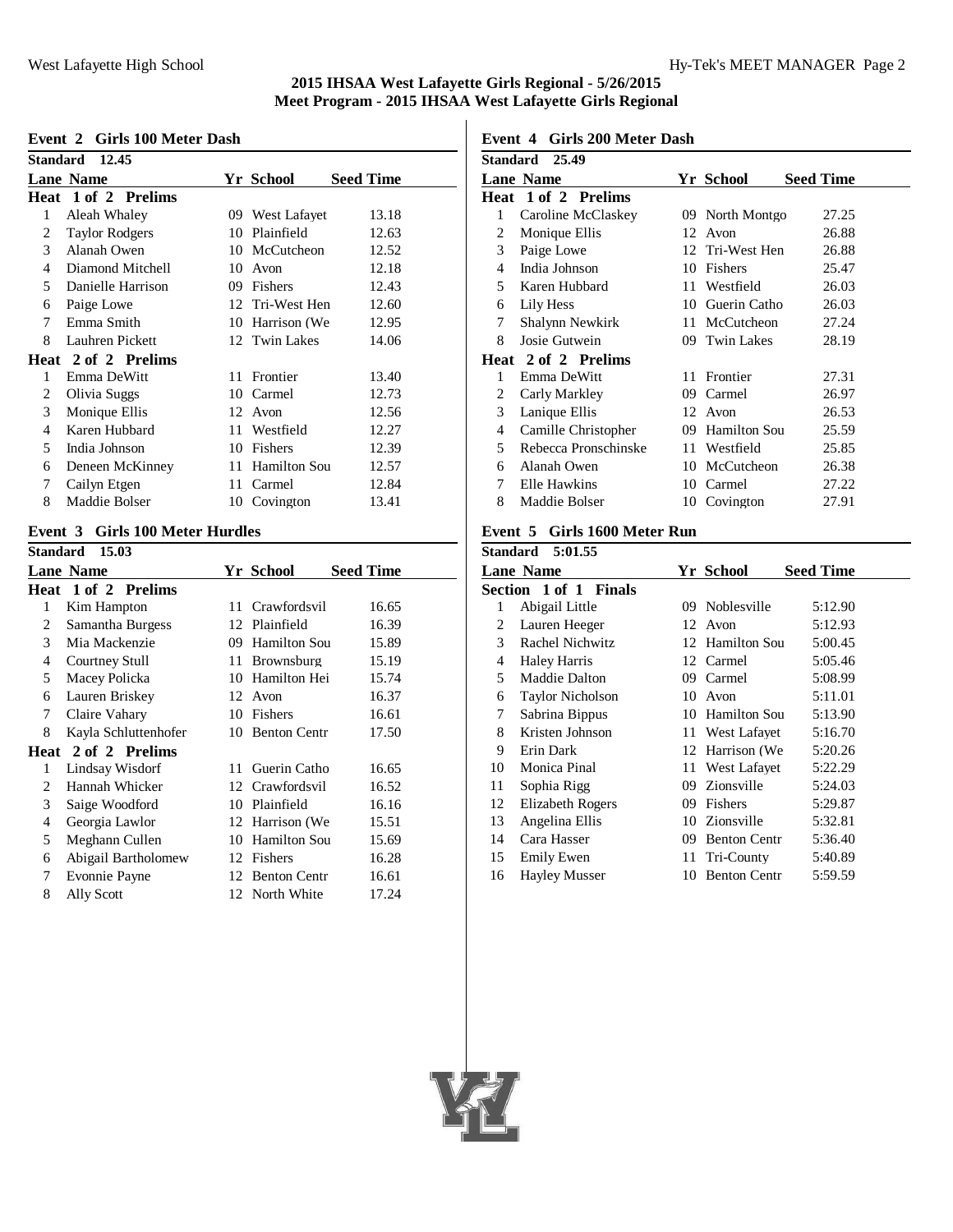## 2015 IHSAA West Lafayette Girls Regional - 5/26/2015
## Meet Program - 2015 IHSAA West Lafayette Girls Regional

### Event 2 Girls 100 Meter Dash

Standard 12.45

| Lane | Name | Yr | School | Seed Time |
|---|---|---|---|---|
| **Heat 1 of 2 Prelims** | | | | |
| 1 | Aleah Whaley | 09 | West Lafayet | 13.18 |
| 2 | Taylor Rodgers | 10 | Plainfield | 12.63 |
| 3 | Alanah Owen | 10 | McCutcheon | 12.52 |
| 4 | Diamond Mitchell | 10 | Avon | 12.18 |
| 5 | Danielle Harrison | 09 | Fishers | 12.43 |
| 6 | Paige Lowe | 12 | Tri-West Hen | 12.60 |
| 7 | Emma Smith | 10 | Harrison (We | 12.95 |
| 8 | Lauhren Pickett | 12 | Twin Lakes | 14.06 |
| **Heat 2 of 2 Prelims** | | | | |
| 1 | Emma DeWitt | 11 | Frontier | 13.40 |
| 2 | Olivia Suggs | 10 | Carmel | 12.73 |
| 3 | Monique Ellis | 12 | Avon | 12.56 |
| 4 | Karen Hubbard | 11 | Westfield | 12.27 |
| 5 | India Johnson | 10 | Fishers | 12.39 |
| 6 | Deneen McKinney | 11 | Hamilton Sou | 12.57 |
| 7 | Cailyn Etgen | 11 | Carmel | 12.84 |
| 8 | Maddie Bolser | 10 | Covington | 13.41 |

### Event 3 Girls 100 Meter Hurdles

Standard 15.03

| Lane | Name | Yr | School | Seed Time |
|---|---|---|---|---|
| **Heat 1 of 2 Prelims** | | | | |
| 1 | Kim Hampton | 11 | Crawfordsvil | 16.65 |
| 2 | Samantha Burgess | 12 | Plainfield | 16.39 |
| 3 | Mia Mackenzie | 09 | Hamilton Sou | 15.89 |
| 4 | Courtney Stull | 11 | Brownsburg | 15.19 |
| 5 | Macey Policka | 10 | Hamilton Hei | 15.74 |
| 6 | Lauren Briskey | 12 | Avon | 16.37 |
| 7 | Claire Vahary | 10 | Fishers | 16.61 |
| 8 | Kayla Schluttenhofer | 10 | Benton Centr | 17.50 |
| **Heat 2 of 2 Prelims** | | | | |
| 1 | Lindsay Wisdorf | 11 | Guerin Catho | 16.65 |
| 2 | Hannah Whicker | 12 | Crawfordsvil | 16.52 |
| 3 | Saige Woodford | 10 | Plainfield | 16.16 |
| 4 | Georgia Lawlor | 12 | Harrison (We | 15.51 |
| 5 | Meghann Cullen | 10 | Hamilton Sou | 15.69 |
| 6 | Abigail Bartholomew | 12 | Fishers | 16.28 |
| 7 | Evonnie Payne | 12 | Benton Centr | 16.61 |
| 8 | Ally Scott | 12 | North White | 17.24 |

### Event 4 Girls 200 Meter Dash

Standard 25.49

| Lane | Name | Yr | School | Seed Time |
|---|---|---|---|---|
| **Heat 1 of 2 Prelims** | | | | |
| 1 | Caroline McClaskey | 09 | North Montgo | 27.25 |
| 2 | Monique Ellis | 12 | Avon | 26.88 |
| 3 | Paige Lowe | 12 | Tri-West Hen | 26.88 |
| 4 | India Johnson | 10 | Fishers | 25.47 |
| 5 | Karen Hubbard | 11 | Westfield | 26.03 |
| 6 | Lily Hess | 10 | Guerin Catho | 26.03 |
| 7 | Shalynn Newkirk | 11 | McCutcheon | 27.24 |
| 8 | Josie Gutwein | 09 | Twin Lakes | 28.19 |
| **Heat 2 of 2 Prelims** | | | | |
| 1 | Emma DeWitt | 11 | Frontier | 27.31 |
| 2 | Carly Markley | 09 | Carmel | 26.97 |
| 3 | Lanique Ellis | 12 | Avon | 26.53 |
| 4 | Camille Christopher | 09 | Hamilton Sou | 25.59 |
| 5 | Rebecca Pronschinske | 11 | Westfield | 25.85 |
| 6 | Alanah Owen | 10 | McCutcheon | 26.38 |
| 7 | Elle Hawkins | 10 | Carmel | 27.22 |
| 8 | Maddie Bolser | 10 | Covington | 27.91 |

### Event 5 Girls 1600 Meter Run

Standard 5:01.55

| Lane | Name | Yr | School | Seed Time |
|---|---|---|---|---|
| **Section 1 of 1 Finals** | | | | |
| 1 | Abigail Little | 09 | Noblesville | 5:12.90 |
| 2 | Lauren Heeger | 12 | Avon | 5:12.93 |
| 3 | Rachel Nichwitz | 12 | Hamilton Sou | 5:00.45 |
| 4 | Haley Harris | 12 | Carmel | 5:05.46 |
| 5 | Maddie Dalton | 09 | Carmel | 5:08.99 |
| 6 | Taylor Nicholson | 10 | Avon | 5:11.01 |
| 7 | Sabrina Bippus | 10 | Hamilton Sou | 5:13.90 |
| 8 | Kristen Johnson | 11 | West Lafayet | 5:16.70 |
| 9 | Erin Dark | 12 | Harrison (We | 5:20.26 |
| 10 | Monica Pinal | 11 | West Lafayet | 5:22.29 |
| 11 | Sophia Rigg | 09 | Zionsville | 5:24.03 |
| 12 | Elizabeth Rogers | 09 | Fishers | 5:29.87 |
| 13 | Angelina Ellis | 10 | Zionsville | 5:32.81 |
| 14 | Cara Hasser | 09 | Benton Centr | 5:36.40 |
| 15 | Emily Ewen | 11 | Tri-County | 5:40.89 |
| 16 | Hayley Musser | 10 | Benton Centr | 5:59.59 |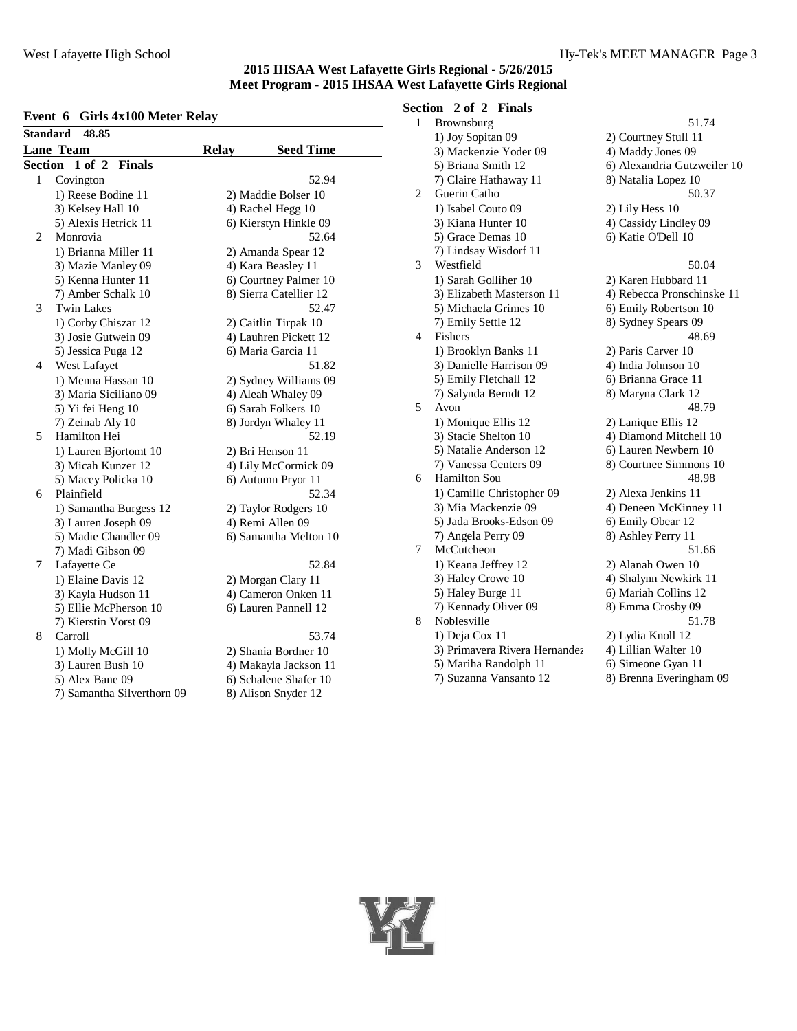## 2015 IHSAA West Lafayette Girls Regional - 5/26/2015
### Meet Program - 2015 IHSAA West Lafayette Girls Regional

### Event 6 Girls 4x100 Meter Relay

**Standard 48.85**

| Lane | Team | Relay | Seed Time |
|---|---|---|---|

**Section 1 of 2 Finals**

1 Covington — 52.94
- 1) Reese Bodine 11
- 2) Maddie Bolser 10
- 3) Kelsey Hall 10
- 4) Rachel Hegg 10
- 5) Alexis Hetrick 11
- 6) Kierstyn Hinkle 09

2 Monrovia — 52.64
- 1) Brianna Miller 11
- 2) Amanda Spear 12
- 3) Mazie Manley 09
- 4) Kara Beasley 11
- 5) Kenna Hunter 11
- 6) Courtney Palmer 10
- 7) Amber Schalk 10
- 8) Sierra Catellier 12

3 Twin Lakes — 52.47
- 1) Corby Chiszar 12
- 2) Caitlin Tirpak 10
- 3) Josie Gutwein 09
- 4) Lauhren Pickett 12
- 5) Jessica Puga 12
- 6) Maria Garcia 11

4 West Lafayet — 51.82
- 1) Menna Hassan 10
- 2) Sydney Williams 09
- 3) Maria Siciliano 09
- 4) Aleah Whaley 09
- 5) Yi fei Heng 10
- 6) Sarah Folkers 10
- 7) Zeinab Aly 10
- 8) Jordyn Whaley 11

5 Hamilton Hei — 52.19
- 1) Lauren Bjortomt 10
- 2) Bri Henson 11
- 3) Micah Kunzer 12
- 4) Lily McCormick 09
- 5) Macey Policka 10
- 6) Autumn Pryor 11

6 Plainfield — 52.34
- 1) Samantha Burgess 12
- 2) Taylor Rodgers 10
- 3) Lauren Joseph 09
- 4) Remi Allen 09
- 5) Madie Chandler 09
- 6) Samantha Melton 10
- 7) Madi Gibson 09

7 Lafayette Ce — 52.84
- 1) Elaine Davis 12
- 2) Morgan Clary 11
- 3) Kayla Hudson 11
- 4) Cameron Onken 11
- 5) Ellie McPherson 10
- 6) Lauren Pannell 12
- 7) Kierstin Vorst 09

8 Carroll — 53.74
- 1) Molly McGill 10
- 2) Shania Bordner 10
- 3) Lauren Bush 10
- 4) Makayla Jackson 11
- 5) Alex Bane 09
- 6) Schalene Shafer 10
- 7) Samantha Silverthorn 09
- 8) Alison Snyder 12

**Section 2 of 2 Finals**

1 Brownsburg — 51.74
- 1) Joy Sopitan 09
- 2) Courtney Stull 11
- 3) Mackenzie Yoder 09
- 4) Maddy Jones 09
- 5) Briana Smith 12
- 6) Alexandria Gutzweiler 10
- 7) Claire Hathaway 11
- 8) Natalia Lopez 10

2 Guerin Catho — 50.37
- 1) Isabel Couto 09
- 2) Lily Hess 10
- 3) Kiana Hunter 10
- 4) Cassidy Lindley 09
- 5) Grace Demas 10
- 6) Katie O'Dell 10
- 7) Lindsay Wisdorf 11

3 Westfield — 50.04
- 1) Sarah Golliher 10
- 2) Karen Hubbard 11
- 3) Elizabeth Masterson 11
- 4) Rebecca Pronschinske 11
- 5) Michaela Grimes 10
- 6) Emily Robertson 10
- 7) Emily Settle 12
- 8) Sydney Spears 09

4 Fishers — 48.69
- 1) Brooklyn Banks 11
- 2) Paris Carver 10
- 3) Danielle Harrison 09
- 4) India Johnson 10
- 5) Emily Fletchall 12
- 6) Brianna Grace 11
- 7) Salynda Berndt 12
- 8) Maryna Clark 12

5 Avon — 48.79
- 1) Monique Ellis 12
- 2) Lanique Ellis 12
- 3) Stacie Shelton 10
- 4) Diamond Mitchell 10
- 5) Natalie Anderson 12
- 6) Lauren Newbern 10
- 7) Vanessa Centers 09
- 8) Courtnee Simmons 10

6 Hamilton Sou — 48.98
- 1) Camille Christopher 09
- 2) Alexa Jenkins 11
- 3) Mia Mackenzie 09
- 4) Deneen McKinney 11
- 5) Jada Brooks-Edson 09
- 6) Emily Obear 12
- 7) Angela Perry 09
- 8) Ashley Perry 11

7 McCutcheon — 51.66
- 1) Keana Jeffrey 12
- 2) Alanah Owen 10
- 3) Haley Crowe 10
- 4) Shalynn Newkirk 11
- 5) Haley Burge 11
- 6) Mariah Collins 12
- 7) Kennady Oliver 09
- 8) Emma Crosby 09

8 Noblesville — 51.78
- 1) Deja Cox 11
- 2) Lydia Knoll 12
- 3) Primavera Rivera Hernandez
- 4) Lillian Walter 10
- 5) Mariha Randolph 11
- 6) Simeone Gyan 11
- 7) Suzanna Vansanto 12
- 8) Brenna Everingham 09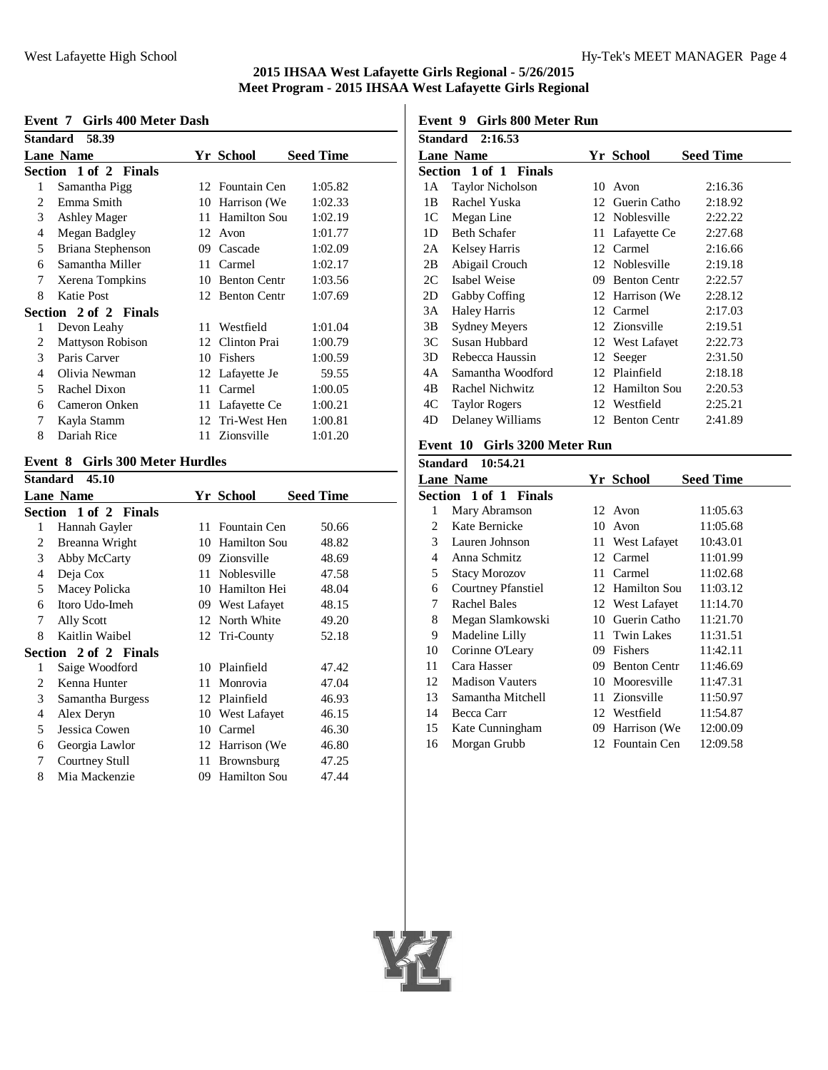## 2015 IHSAA West Lafayette Girls Regional - 5/26/2015
## Meet Program - 2015 IHSAA West Lafayette Girls Regional

### Event 7 Girls 400 Meter Dash

**Standard 58.39**

| Lane | Name | Yr | School | Seed Time |
|---|---|---|---|---|
| **Section 1 of 2 Finals** | | | | |
| 1 | Samantha Pigg | 12 | Fountain Cen | 1:05.82 |
| 2 | Emma Smith | 10 | Harrison (We | 1:02.33 |
| 3 | Ashley Mager | 11 | Hamilton Sou | 1:02.19 |
| 4 | Megan Badgley | 12 | Avon | 1:01.77 |
| 5 | Briana Stephenson | 09 | Cascade | 1:02.09 |
| 6 | Samantha Miller | 11 | Carmel | 1:02.17 |
| 7 | Xerena Tompkins | 10 | Benton Centr | 1:03.56 |
| 8 | Katie Post | 12 | Benton Centr | 1:07.69 |
| **Section 2 of 2 Finals** | | | | |
| 1 | Devon Leahy | 11 | Westfield | 1:01.04 |
| 2 | Mattyson Robison | 12 | Clinton Prai | 1:00.79 |
| 3 | Paris Carver | 10 | Fishers | 1:00.59 |
| 4 | Olivia Newman | 12 | Lafayette Je | 59.55 |
| 5 | Rachel Dixon | 11 | Carmel | 1:00.05 |
| 6 | Cameron Onken | 11 | Lafayette Ce | 1:00.21 |
| 7 | Kayla Stamm | 12 | Tri-West Hen | 1:00.81 |
| 8 | Dariah Rice | 11 | Zionsville | 1:01.20 |

### Event 8 Girls 300 Meter Hurdles

**Standard 45.10**

| Lane | Name | Yr | School | Seed Time |
|---|---|---|---|---|
| **Section 1 of 2 Finals** | | | | |
| 1 | Hannah Gayler | 11 | Fountain Cen | 50.66 |
| 2 | Breanna Wright | 10 | Hamilton Sou | 48.82 |
| 3 | Abby McCarty | 09 | Zionsville | 48.69 |
| 4 | Deja Cox | 11 | Noblesville | 47.58 |
| 5 | Macey Policka | 10 | Hamilton Hei | 48.04 |
| 6 | Itoro Udo-Imeh | 09 | West Lafayet | 48.15 |
| 7 | Ally Scott | 12 | North White | 49.20 |
| 8 | Kaitlin Waibel | 12 | Tri-County | 52.18 |
| **Section 2 of 2 Finals** | | | | |
| 1 | Saige Woodford | 10 | Plainfield | 47.42 |
| 2 | Kenna Hunter | 11 | Monrovia | 47.04 |
| 3 | Samantha Burgess | 12 | Plainfield | 46.93 |
| 4 | Alex Deryn | 10 | West Lafayet | 46.15 |
| 5 | Jessica Cowen | 10 | Carmel | 46.30 |
| 6 | Georgia Lawlor | 12 | Harrison (We | 46.80 |
| 7 | Courtney Stull | 11 | Brownsburg | 47.25 |
| 8 | Mia Mackenzie | 09 | Hamilton Sou | 47.44 |

### Event 9 Girls 800 Meter Run

**Standard 2:16.53**

| Lane | Name | Yr | School | Seed Time |
|---|---|---|---|---|
| **Section 1 of 1 Finals** | | | | |
| 1A | Taylor Nicholson | 10 | Avon | 2:16.36 |
| 1B | Rachel Yuska | 12 | Guerin Catho | 2:18.92 |
| 1C | Megan Line | 12 | Noblesville | 2:22.22 |
| 1D | Beth Schafer | 11 | Lafayette Ce | 2:27.68 |
| 2A | Kelsey Harris | 12 | Carmel | 2:16.66 |
| 2B | Abigail Crouch | 12 | Noblesville | 2:19.18 |
| 2C | Isabel Weise | 09 | Benton Centr | 2:22.57 |
| 2D | Gabby Coffing | 12 | Harrison (We | 2:28.12 |
| 3A | Haley Harris | 12 | Carmel | 2:17.03 |
| 3B | Sydney Meyers | 12 | Zionsville | 2:19.51 |
| 3C | Susan Hubbard | 12 | West Lafayet | 2:22.73 |
| 3D | Rebecca Haussin | 12 | Seeger | 2:31.50 |
| 4A | Samantha Woodford | 12 | Plainfield | 2:18.18 |
| 4B | Rachel Nichwitz | 12 | Hamilton Sou | 2:20.53 |
| 4C | Taylor Rogers | 12 | Westfield | 2:25.21 |
| 4D | Delaney Williams | 12 | Benton Centr | 2:41.89 |

### Event 10 Girls 3200 Meter Run

**Standard 10:54.21**

| Lane | Name | Yr | School | Seed Time |
|---|---|---|---|---|
| **Section 1 of 1 Finals** | | | | |
| 1 | Mary Abramson | 12 | Avon | 11:05.63 |
| 2 | Kate Bernicke | 10 | Avon | 11:05.68 |
| 3 | Lauren Johnson | 11 | West Lafayet | 10:43.01 |
| 4 | Anna Schmitz | 12 | Carmel | 11:01.99 |
| 5 | Stacy Morozov | 11 | Carmel | 11:02.68 |
| 6 | Courtney Pfanstiel | 12 | Hamilton Sou | 11:03.12 |
| 7 | Rachel Bales | 12 | West Lafayet | 11:14.70 |
| 8 | Megan Slamkowski | 10 | Guerin Catho | 11:21.70 |
| 9 | Madeline Lilly | 11 | Twin Lakes | 11:31.51 |
| 10 | Corinne O'Leary | 09 | Fishers | 11:42.11 |
| 11 | Cara Hasser | 09 | Benton Centr | 11:46.69 |
| 12 | Madison Vauters | 10 | Mooresville | 11:47.31 |
| 13 | Samantha Mitchell | 11 | Zionsville | 11:50.97 |
| 14 | Becca Carr | 12 | Westfield | 11:54.87 |
| 15 | Kate Cunningham | 09 | Harrison (We | 12:00.09 |
| 16 | Morgan Grubb | 12 | Fountain Cen | 12:09.58 |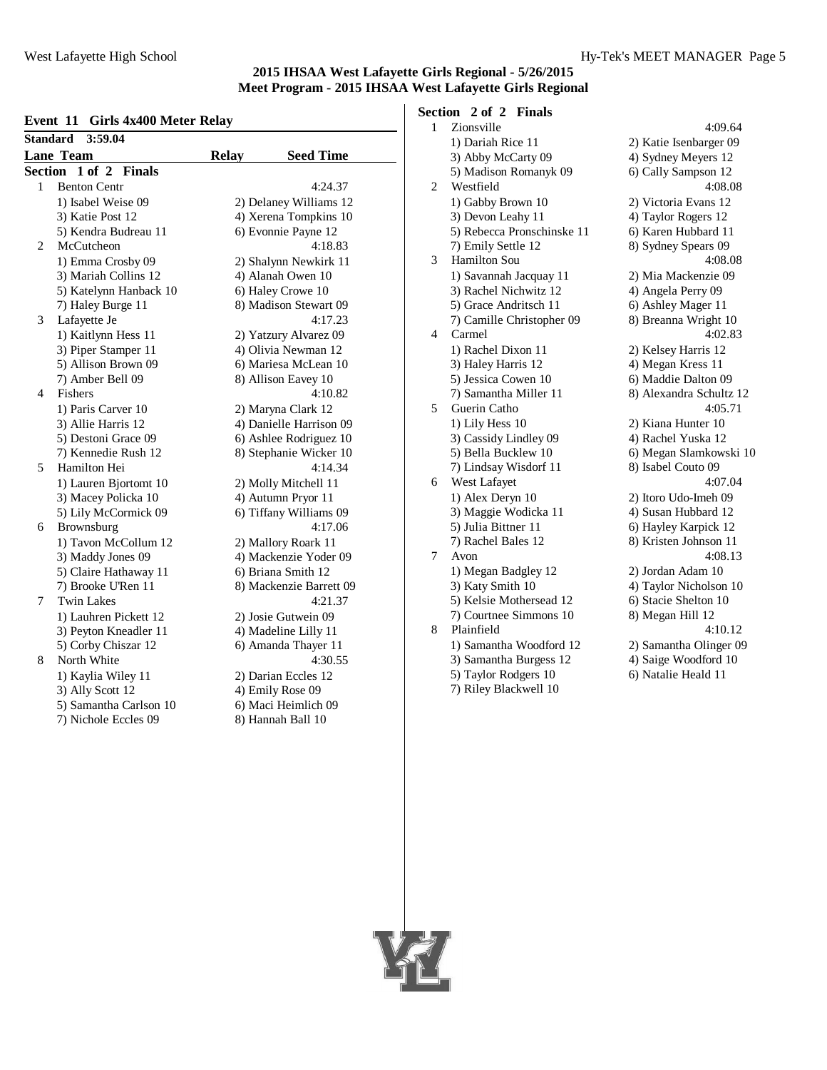## 2015 IHSAA West Lafayette Girls Regional - 5/26/2015
### Meet Program - 2015 IHSAA West Lafayette Girls Regional

### Event 11 Girls 4x400 Meter Relay

**Standard 3:59.04**

| Lane | Team | Relay | Seed Time |
|---|---|---|---|

**Section 1 of 2 Finals**

1 Benton Centr — 4:24.37
- 1) Isabel Weise 09
- 2) Delaney Williams 12
- 3) Katie Post 12
- 4) Xerena Tompkins 10
- 5) Kendra Budreau 11
- 6) Evonnie Payne 12

2 McCutcheon — 4:18.83
- 1) Emma Crosby 09
- 2) Shalynn Newkirk 11
- 3) Mariah Collins 12
- 4) Alanah Owen 10
- 5) Katelynn Hanback 10
- 6) Haley Crowe 10
- 7) Haley Burge 11
- 8) Madison Stewart 09

3 Lafayette Je — 4:17.23
- 1) Kaitlynn Hess 11
- 2) Yatzury Alvarez 09
- 3) Piper Stamper 11
- 4) Olivia Newman 12
- 5) Allison Brown 09
- 6) Mariesa McLean 10
- 7) Amber Bell 09
- 8) Allison Eavey 10

4 Fishers — 4:10.82
- 1) Paris Carver 10
- 2) Maryna Clark 12
- 3) Allie Harris 12
- 4) Danielle Harrison 09
- 5) Destoni Grace 09
- 6) Ashlee Rodriguez 10
- 7) Kennedie Rush 12
- 8) Stephanie Wicker 10

5 Hamilton Hei — 4:14.34
- 1) Lauren Bjortomt 10
- 2) Molly Mitchell 11
- 3) Macey Policka 10
- 4) Autumn Pryor 11
- 5) Lily McCormick 09
- 6) Tiffany Williams 09

6 Brownsburg — 4:17.06
- 1) Tavon McCollum 12
- 2) Mallory Roark 11
- 3) Maddy Jones 09
- 4) Mackenzie Yoder 09
- 5) Claire Hathaway 11
- 6) Briana Smith 12
- 7) Brooke U'Ren 11
- 8) Mackenzie Barrett 09

7 Twin Lakes — 4:21.37
- 1) Lauhren Pickett 12
- 2) Josie Gutwein 09
- 3) Peyton Kneadler 11
- 4) Madeline Lilly 11
- 5) Corby Chiszar 12
- 6) Amanda Thayer 11

8 North White — 4:30.55
- 1) Kaylia Wiley 11
- 2) Darian Eccles 12
- 3) Ally Scott 12
- 4) Emily Rose 09
- 5) Samantha Carlson 10
- 6) Maci Heimlich 09
- 7) Nichole Eccles 09
- 8) Hannah Ball 10

**Section 2 of 2 Finals**

1 Zionsville — 4:09.64
- 1) Dariah Rice 11
- 2) Katie Isenbarger 09
- 3) Abby McCarty 09
- 4) Sydney Meyers 12
- 5) Madison Romanyk 09
- 6) Cally Sampson 12

2 Westfield — 4:08.08
- 1) Gabby Brown 10
- 2) Victoria Evans 12
- 3) Devon Leahy 11
- 4) Taylor Rogers 12
- 5) Rebecca Pronschinske 11
- 6) Karen Hubbard 11
- 7) Emily Settle 12
- 8) Sydney Spears 09

3 Hamilton Sou — 4:08.08
- 1) Savannah Jacquay 11
- 2) Mia Mackenzie 09
- 3) Rachel Nichwitz 12
- 4) Angela Perry 09
- 5) Grace Andritsch 11
- 6) Ashley Mager 11
- 7) Camille Christopher 09
- 8) Breanna Wright 10

4 Carmel — 4:02.83
- 1) Rachel Dixon 11
- 2) Kelsey Harris 12
- 3) Haley Harris 12
- 4) Megan Kress 11
- 5) Jessica Cowen 10
- 6) Maddie Dalton 09
- 7) Samantha Miller 11
- 8) Alexandra Schultz 12

5 Guerin Catho — 4:05.71
- 1) Lily Hess 10
- 2) Kiana Hunter 10
- 3) Cassidy Lindley 09
- 4) Rachel Yuska 12
- 5) Bella Bucklew 10
- 6) Megan Slamkowski 10
- 7) Lindsay Wisdorf 11
- 8) Isabel Couto 09

6 West Lafayet — 4:07.04
- 1) Alex Deryn 10
- 2) Itoro Udo-Imeh 09
- 3) Maggie Wodicka 11
- 4) Susan Hubbard 12
- 5) Julia Bittner 11
- 6) Hayley Karpick 12
- 7) Rachel Bales 12
- 8) Kristen Johnson 11

7 Avon — 4:08.13
- 1) Megan Badgley 12
- 2) Jordan Adam 10
- 3) Katy Smith 10
- 4) Taylor Nicholson 10
- 5) Kelsie Mothersead 12
- 6) Stacie Shelton 10
- 7) Courtnee Simmons 10
- 8) Megan Hill 12

8 Plainfield — 4:10.12
- 1) Samantha Woodford 12
- 2) Samantha Olinger 09
- 3) Samantha Burgess 12
- 4) Saige Woodford 10
- 5) Taylor Rodgers 10
- 6) Natalie Heald 11
- 7) Riley Blackwell 10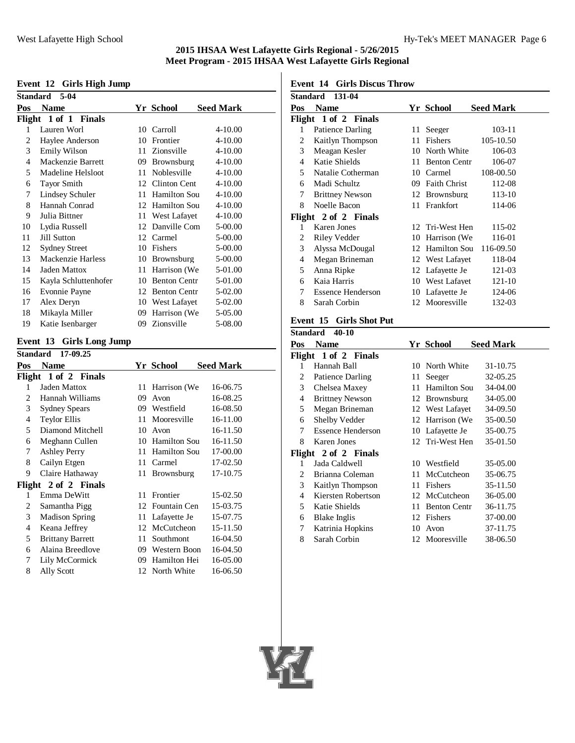# 2015 IHSAA West Lafayette Girls Regional - 5/26/2015
## Meet Program - 2015 IHSAA West Lafayette Girls Regional

### Event 12 Girls High Jump

**Standard 5-04**

| Pos | Name | Yr | School | Seed Mark |
|---|---|---|---|---|
| **Flight 1 of 1 Finals** | | | | |
| 1 | Lauren Worl | 10 | Carroll | 4-10.00 |
| 2 | Haylee Anderson | 10 | Frontier | 4-10.00 |
| 3 | Emily Wilson | 11 | Zionsville | 4-10.00 |
| 4 | Mackenzie Barrett | 09 | Brownsburg | 4-10.00 |
| 5 | Madeline Helsloot | 11 | Noblesville | 4-10.00 |
| 6 | Tayor Smith | 12 | Clinton Cent | 4-10.00 |
| 7 | Lindsey Schuler | 11 | Hamilton Sou | 4-10.00 |
| 8 | Hannah Conrad | 12 | Hamilton Sou | 4-10.00 |
| 9 | Julia Bittner | 11 | West Lafayet | 4-10.00 |
| 10 | Lydia Russell | 12 | Danville Com | 5-00.00 |
| 11 | Jill Sutton | 12 | Carmel | 5-00.00 |
| 12 | Sydney Street | 10 | Fishers | 5-00.00 |
| 13 | Mackenzie Harless | 10 | Brownsburg | 5-00.00 |
| 14 | Jaden Mattox | 11 | Harrison (We | 5-01.00 |
| 15 | Kayla Schluttenhofer | 10 | Benton Centr | 5-01.00 |
| 16 | Evonnie Payne | 12 | Benton Centr | 5-02.00 |
| 17 | Alex Deryn | 10 | West Lafayet | 5-02.00 |
| 18 | Mikayla Miller | 09 | Harrison (We | 5-05.00 |
| 19 | Katie Isenbarger | 09 | Zionsville | 5-08.00 |

### Event 13 Girls Long Jump

**Standard 17-09.25**

| Pos | Name | Yr | School | Seed Mark |
|---|---|---|---|---|
| **Flight 1 of 2 Finals** | | | | |
| 1 | Jaden Mattox | 11 | Harrison (We | 16-06.75 |
| 2 | Hannah Williams | 09 | Avon | 16-08.25 |
| 3 | Sydney Spears | 09 | Westfield | 16-08.50 |
| 4 | Teylor Ellis | 11 | Mooresville | 16-11.00 |
| 5 | Diamond Mitchell | 10 | Avon | 16-11.50 |
| 6 | Meghann Cullen | 10 | Hamilton Sou | 16-11.50 |
| 7 | Ashley Perry | 11 | Hamilton Sou | 17-00.00 |
| 8 | Cailyn Etgen | 11 | Carmel | 17-02.50 |
| 9 | Claire Hathaway | 11 | Brownsburg | 17-10.75 |
| **Flight 2 of 2 Finals** | | | | |
| 1 | Emma DeWitt | 11 | Frontier | 15-02.50 |
| 2 | Samantha Pigg | 12 | Fountain Cen | 15-03.75 |
| 3 | Madison Spring | 11 | Lafayette Je | 15-07.75 |
| 4 | Keana Jeffrey | 12 | McCutcheon | 15-11.50 |
| 5 | Brittany Barrett | 11 | Southmont | 16-04.50 |
| 6 | Alaina Breedlove | 09 | Western Boon | 16-04.50 |
| 7 | Lily McCormick | 09 | Hamilton Hei | 16-05.00 |
| 8 | Ally Scott | 12 | North White | 16-06.50 |

### Event 14 Girls Discus Throw

**Standard 131-04**

| Pos | Name | Yr | School | Seed Mark |
|---|---|---|---|---|
| **Flight 1 of 2 Finals** | | | | |
| 1 | Patience Darling | 11 | Seeger | 103-11 |
| 2 | Kaitlyn Thompson | 11 | Fishers | 105-10.50 |
| 3 | Meagan Kesler | 10 | North White | 106-03 |
| 4 | Katie Shields | 11 | Benton Centr | 106-07 |
| 5 | Natalie Cotherman | 10 | Carmel | 108-00.50 |
| 6 | Madi Schultz | 09 | Faith Christ | 112-08 |
| 7 | Brittney Newson | 12 | Brownsburg | 113-10 |
| 8 | Noelle Bacon | 11 | Frankfort | 114-06 |
| **Flight 2 of 2 Finals** | | | | |
| 1 | Karen Jones | 12 | Tri-West Hen | 115-02 |
| 2 | Riley Vedder | 10 | Harrison (We | 116-01 |
| 3 | Alyssa McDougal | 12 | Hamilton Sou | 116-09.50 |
| 4 | Megan Brineman | 12 | West Lafayet | 118-04 |
| 5 | Anna Ripke | 12 | Lafayette Je | 121-03 |
| 6 | Kaia Harris | 10 | West Lafayet | 121-10 |
| 7 | Essence Henderson | 10 | Lafayette Je | 124-06 |
| 8 | Sarah Corbin | 12 | Mooresville | 132-03 |

### Event 15 Girls Shot Put

**Standard 40-10**

| Pos | Name | Yr | School | Seed Mark |
|---|---|---|---|---|
| **Flight 1 of 2 Finals** | | | | |
| 1 | Hannah Ball | 10 | North White | 31-10.75 |
| 2 | Patience Darling | 11 | Seeger | 32-05.25 |
| 3 | Chelsea Maxey | 11 | Hamilton Sou | 34-04.00 |
| 4 | Brittney Newson | 12 | Brownsburg | 34-05.00 |
| 5 | Megan Brineman | 12 | West Lafayet | 34-09.50 |
| 6 | Shelby Vedder | 12 | Harrison (We | 35-00.50 |
| 7 | Essence Henderson | 10 | Lafayette Je | 35-00.75 |
| 8 | Karen Jones | 12 | Tri-West Hen | 35-01.50 |
| **Flight 2 of 2 Finals** | | | | |
| 1 | Jada Caldwell | 10 | Westfield | 35-05.00 |
| 2 | Brianna Coleman | 11 | McCutcheon | 35-06.75 |
| 3 | Kaitlyn Thompson | 11 | Fishers | 35-11.50 |
| 4 | Kiersten Robertson | 12 | McCutcheon | 36-05.00 |
| 5 | Katie Shields | 11 | Benton Centr | 36-11.75 |
| 6 | Blake Inglis | 12 | Fishers | 37-00.00 |
| 7 | Katrinia Hopkins | 10 | Avon | 37-11.75 |
| 8 | Sarah Corbin | 12 | Mooresville | 38-06.50 |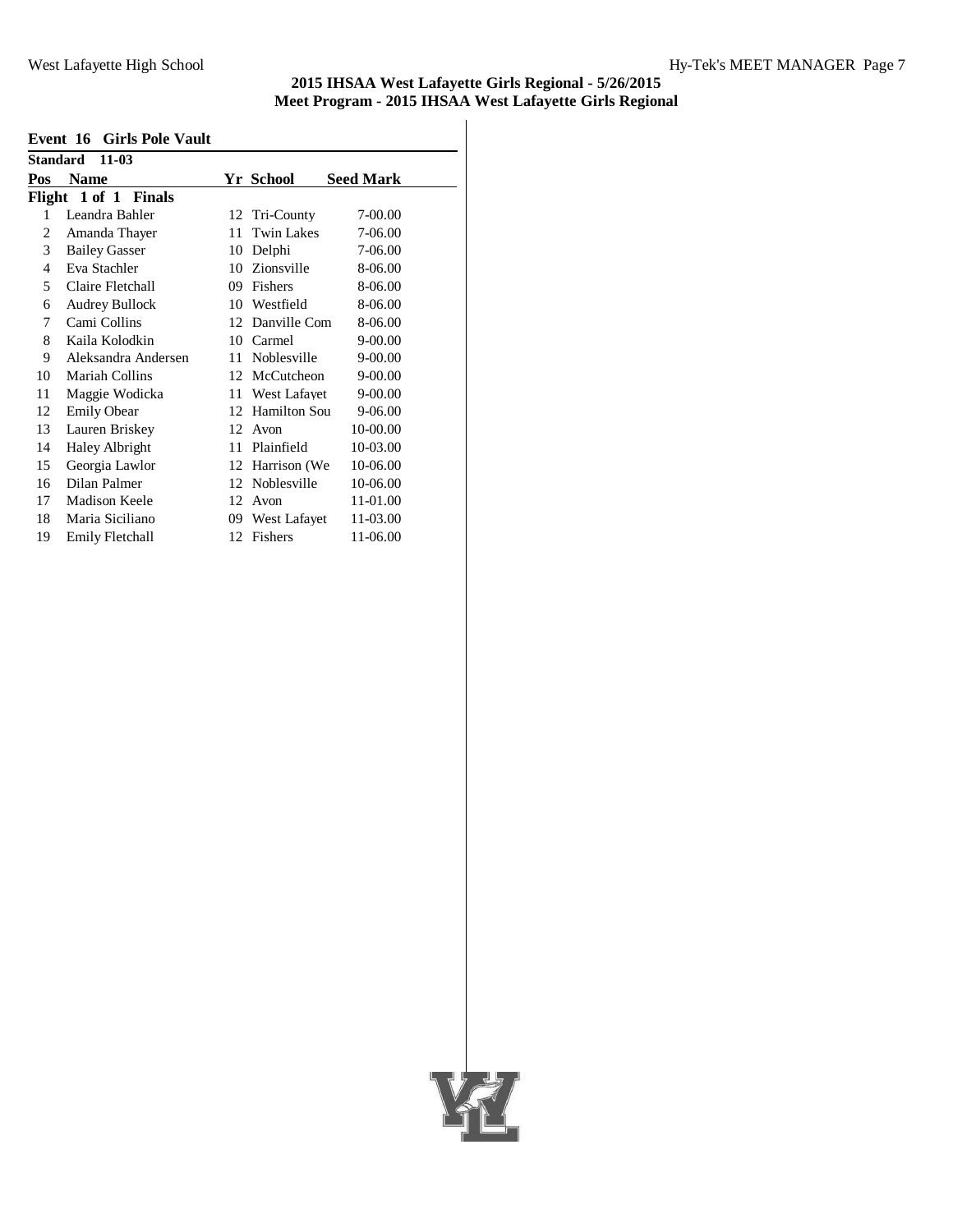## 2015 IHSAA West Lafayette Girls Regional - 5/26/2015
## Meet Program - 2015 IHSAA West Lafayette Girls Regional

### Event 16 Girls Pole Vault

**Standard 11-03**

**Flight 1 of 1 Finals**

| Pos | Name | Yr | School | Seed Mark |
|---|---|---|---|---|
| 1 | Leandra Bahler | 12 | Tri-County | 7-00.00 |
| 2 | Amanda Thayer | 11 | Twin Lakes | 7-06.00 |
| 3 | Bailey Gasser | 10 | Delphi | 7-06.00 |
| 4 | Eva Stachler | 10 | Zionsville | 8-06.00 |
| 5 | Claire Fletchall | 09 | Fishers | 8-06.00 |
| 6 | Audrey Bullock | 10 | Westfield | 8-06.00 |
| 7 | Cami Collins | 12 | Danville Com | 8-06.00 |
| 8 | Kaila Kolodkin | 10 | Carmel | 9-00.00 |
| 9 | Aleksandra Andersen | 11 | Noblesville | 9-00.00 |
| 10 | Mariah Collins | 12 | McCutcheon | 9-00.00 |
| 11 | Maggie Wodicka | 11 | West Lafayet | 9-00.00 |
| 12 | Emily Obear | 12 | Hamilton Sou | 9-06.00 |
| 13 | Lauren Briskey | 12 | Avon | 10-00.00 |
| 14 | Haley Albright | 11 | Plainfield | 10-03.00 |
| 15 | Georgia Lawlor | 12 | Harrison (We | 10-06.00 |
| 16 | Dilan Palmer | 12 | Noblesville | 10-06.00 |
| 17 | Madison Keele | 12 | Avon | 11-01.00 |
| 18 | Maria Siciliano | 09 | West Lafayet | 11-03.00 |
| 19 | Emily Fletchall | 12 | Fishers | 11-06.00 |